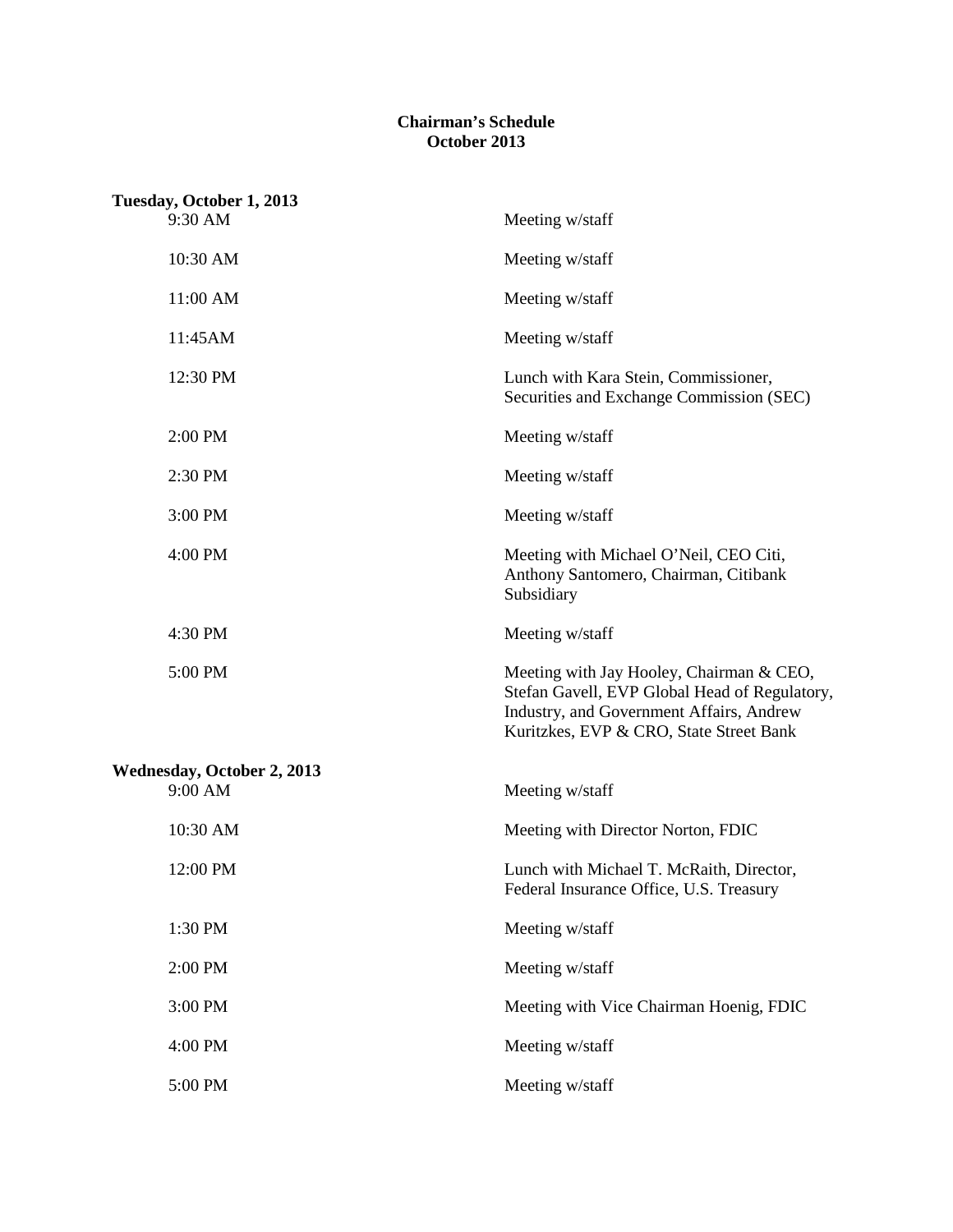**Chairman's Schedule**
**October 2013**

**Tuesday, October 1, 2013**

| | |
|---|---|
| 9:30 AM | Meeting w/staff |
| 10:30 AM | Meeting w/staff |
| 11:00 AM | Meeting w/staff |
| 11:45AM | Meeting w/staff |
| 12:30 PM | Lunch with Kara Stein, Commissioner, Securities and Exchange Commission (SEC) |
| 2:00 PM | Meeting w/staff |
| 2:30 PM | Meeting w/staff |
| 3:00 PM | Meeting w/staff |
| 4:00 PM | Meeting with Michael O'Neil, CEO Citi, Anthony Santomero, Chairman, Citibank Subsidiary |
| 4:30 PM | Meeting w/staff |
| 5:00 PM | Meeting with Jay Hooley, Chairman & CEO, Stefan Gavell, EVP Global Head of Regulatory, Industry, and Government Affairs, Andrew Kuritzkes, EVP & CRO, State Street Bank |

**Wednesday, October 2, 2013**

| | |
|---|---|
| 9:00 AM | Meeting w/staff |
| 10:30 AM | Meeting with Director Norton, FDIC |
| 12:00 PM | Lunch with Michael T. McRaith, Director, Federal Insurance Office, U.S. Treasury |
| 1:30 PM | Meeting w/staff |
| 2:00 PM | Meeting w/staff |
| 3:00 PM | Meeting with Vice Chairman Hoenig, FDIC |
| 4:00 PM | Meeting w/staff |
| 5:00 PM | Meeting w/staff |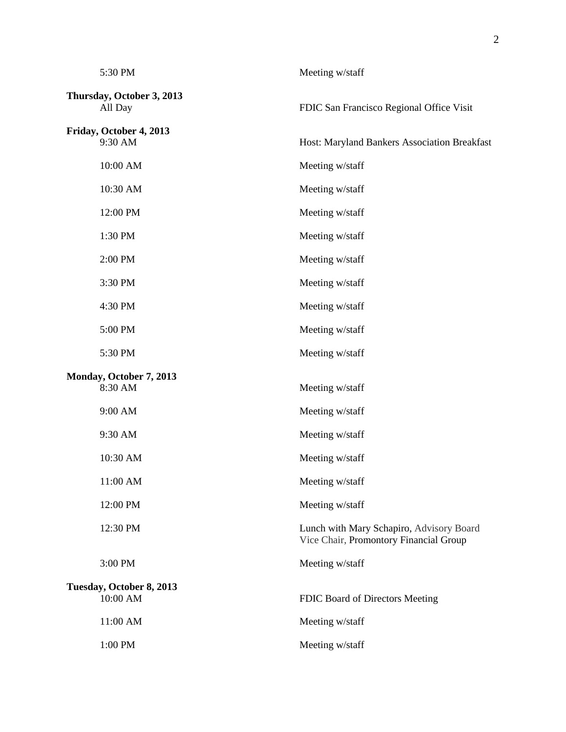| | |
|---|---|
| 5:30 PM | Meeting w/staff |

**Thursday, October 3, 2013**

| | |
|---|---|
| All Day | FDIC San Francisco Regional Office Visit |

**Friday, October 4, 2013**

| | |
|---|---|
| 9:30 AM | Host: Maryland Bankers Association Breakfast |
| 10:00 AM | Meeting w/staff |
| 10:30 AM | Meeting w/staff |
| 12:00 PM | Meeting w/staff |
| 1:30 PM | Meeting w/staff |
| 2:00 PM | Meeting w/staff |
| 3:30 PM | Meeting w/staff |
| 4:30 PM | Meeting w/staff |
| 5:00 PM | Meeting w/staff |
| 5:30 PM | Meeting w/staff |

**Monday, October 7, 2013**

| | |
|---|---|
| 8:30 AM | Meeting w/staff |
| 9:00 AM | Meeting w/staff |
| 9:30 AM | Meeting w/staff |
| 10:30 AM | Meeting w/staff |
| 11:00 AM | Meeting w/staff |
| 12:00 PM | Meeting w/staff |
| 12:30 PM | Lunch with Mary Schapiro, Advisory Board Vice Chair, Promontory Financial Group |
| 3:00 PM | Meeting w/staff |

**Tuesday, October 8, 2013**

| | |
|---|---|
| 10:00 AM | FDIC Board of Directors Meeting |
| 11:00 AM | Meeting w/staff |
| 1:00 PM | Meeting w/staff |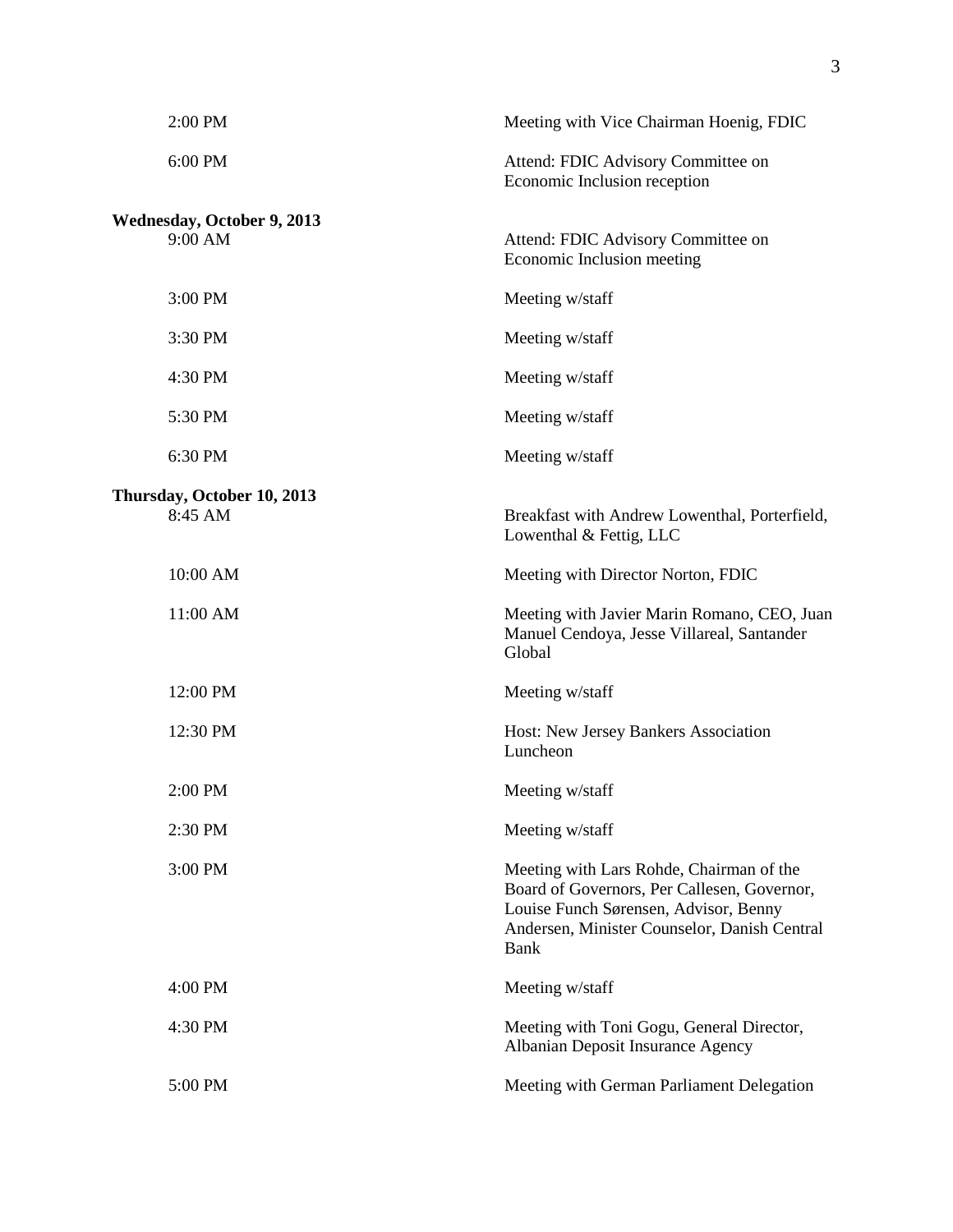| | |
|---|---|
| 2:00 PM | Meeting with Vice Chairman Hoenig, FDIC |
| 6:00 PM | Attend: FDIC Advisory Committee on Economic Inclusion reception |

**Wednesday, October 9, 2013**

| | |
|---|---|
| 9:00 AM | Attend: FDIC Advisory Committee on Economic Inclusion meeting |
| 3:00 PM | Meeting w/staff |
| 3:30 PM | Meeting w/staff |
| 4:30 PM | Meeting w/staff |
| 5:30 PM | Meeting w/staff |
| 6:30 PM | Meeting w/staff |

**Thursday, October 10, 2013**

| | |
|---|---|
| 8:45 AM | Breakfast with Andrew Lowenthal, Porterfield, Lowenthal & Fettig, LLC |
| 10:00 AM | Meeting with Director Norton, FDIC |
| 11:00 AM | Meeting with Javier Marin Romano, CEO, Juan Manuel Cendoya, Jesse Villareal, Santander Global |
| 12:00 PM | Meeting w/staff |
| 12:30 PM | Host: New Jersey Bankers Association Luncheon |
| 2:00 PM | Meeting w/staff |
| 2:30 PM | Meeting w/staff |
| 3:00 PM | Meeting with Lars Rohde, Chairman of the Board of Governors, Per Callesen, Governor, Louise Funch Sørensen, Advisor, Benny Andersen, Minister Counselor, Danish Central Bank |
| 4:00 PM | Meeting w/staff |
| 4:30 PM | Meeting with Toni Gogu, General Director, Albanian Deposit Insurance Agency |
| 5:00 PM | Meeting with German Parliament Delegation |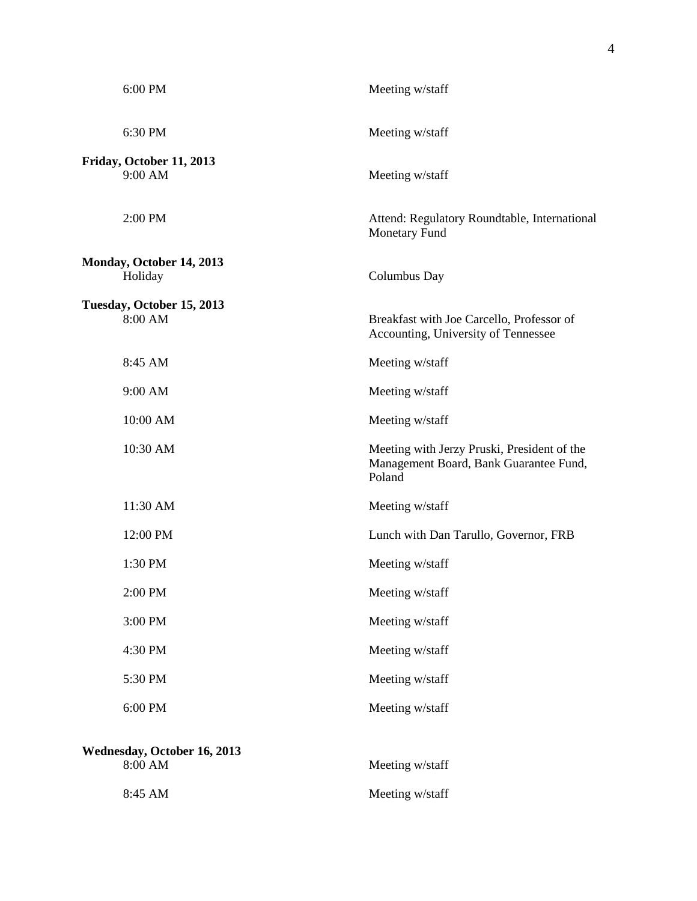| | |
|---|---|
| 6:00 PM | Meeting w/staff |
| 6:30 PM | Meeting w/staff |

**Friday, October 11, 2013**

| | |
|---|---|
| 9:00 AM | Meeting w/staff |
| 2:00 PM | Attend: Regulatory Roundtable, International Monetary Fund |

**Monday, October 14, 2013**

| | |
|---|---|
| Holiday | Columbus Day |

**Tuesday, October 15, 2013**

| | |
|---|---|
| 8:00 AM | Breakfast with Joe Carcello, Professor of Accounting, University of Tennessee |
| 8:45 AM | Meeting w/staff |
| 9:00 AM | Meeting w/staff |
| 10:00 AM | Meeting w/staff |
| 10:30 AM | Meeting with Jerzy Pruski, President of the Management Board, Bank Guarantee Fund, Poland |
| 11:30 AM | Meeting w/staff |
| 12:00 PM | Lunch with Dan Tarullo, Governor, FRB |
| 1:30 PM | Meeting w/staff |
| 2:00 PM | Meeting w/staff |
| 3:00 PM | Meeting w/staff |
| 4:30 PM | Meeting w/staff |
| 5:30 PM | Meeting w/staff |
| 6:00 PM | Meeting w/staff |

**Wednesday, October 16, 2013**

| | |
|---|---|
| 8:00 AM | Meeting w/staff |
| 8:45 AM | Meeting w/staff |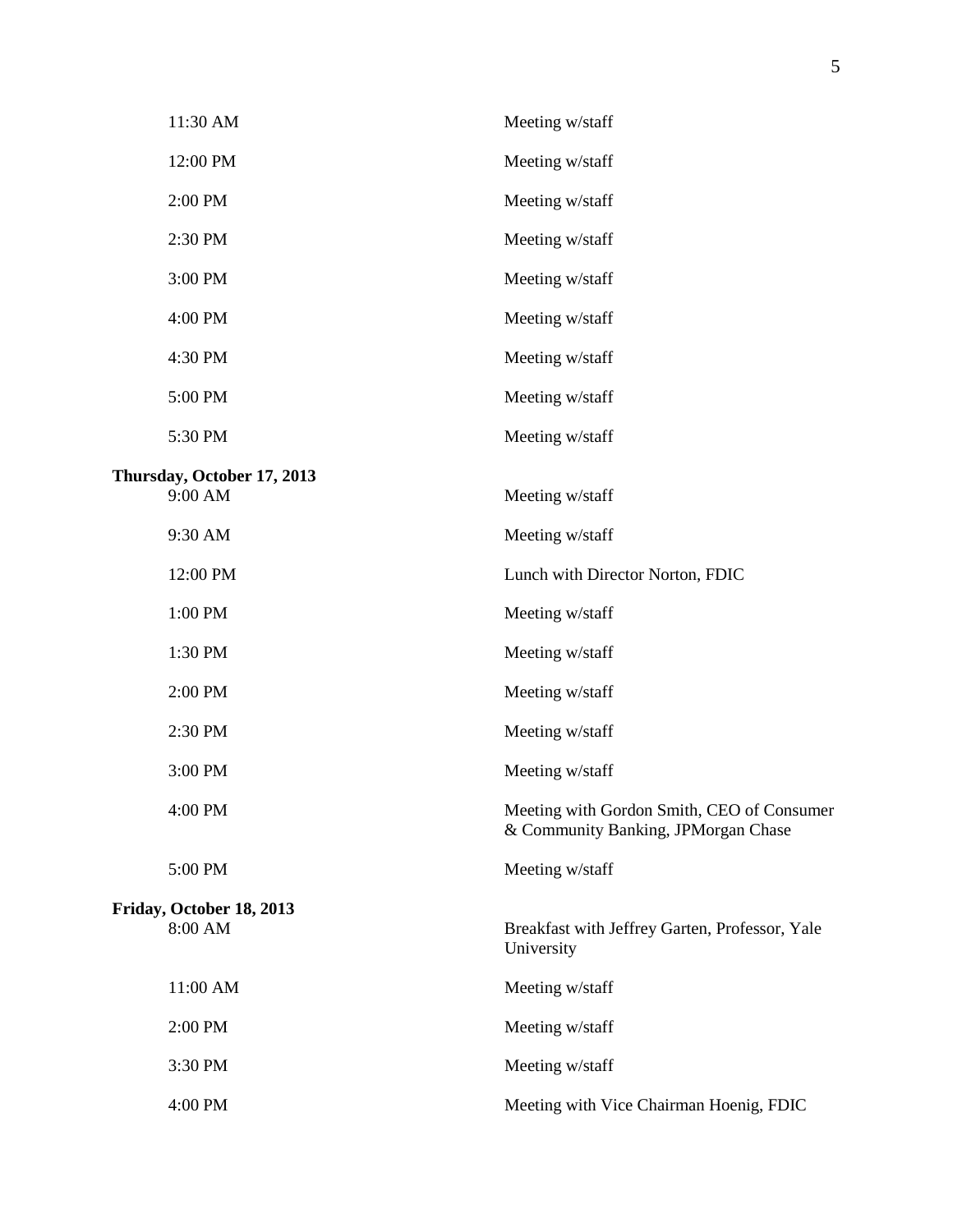| | |
|---|---|
| 11:30 AM | Meeting w/staff |
| 12:00 PM | Meeting w/staff |
| 2:00 PM | Meeting w/staff |
| 2:30 PM | Meeting w/staff |
| 3:00 PM | Meeting w/staff |
| 4:00 PM | Meeting w/staff |
| 4:30 PM | Meeting w/staff |
| 5:00 PM | Meeting w/staff |
| 5:30 PM | Meeting w/staff |

**Thursday, October 17, 2013**

| | |
|---|---|
| 9:00 AM | Meeting w/staff |
| 9:30 AM | Meeting w/staff |
| 12:00 PM | Lunch with Director Norton, FDIC |
| 1:00 PM | Meeting w/staff |
| 1:30 PM | Meeting w/staff |
| 2:00 PM | Meeting w/staff |
| 2:30 PM | Meeting w/staff |
| 3:00 PM | Meeting w/staff |
| 4:00 PM | Meeting with Gordon Smith, CEO of Consumer & Community Banking, JPMorgan Chase |
| 5:00 PM | Meeting w/staff |

**Friday, October 18, 2013**

| | |
|---|---|
| 8:00 AM | Breakfast with Jeffrey Garten, Professor, Yale University |
| 11:00 AM | Meeting w/staff |
| 2:00 PM | Meeting w/staff |
| 3:30 PM | Meeting w/staff |
| 4:00 PM | Meeting with Vice Chairman Hoenig, FDIC |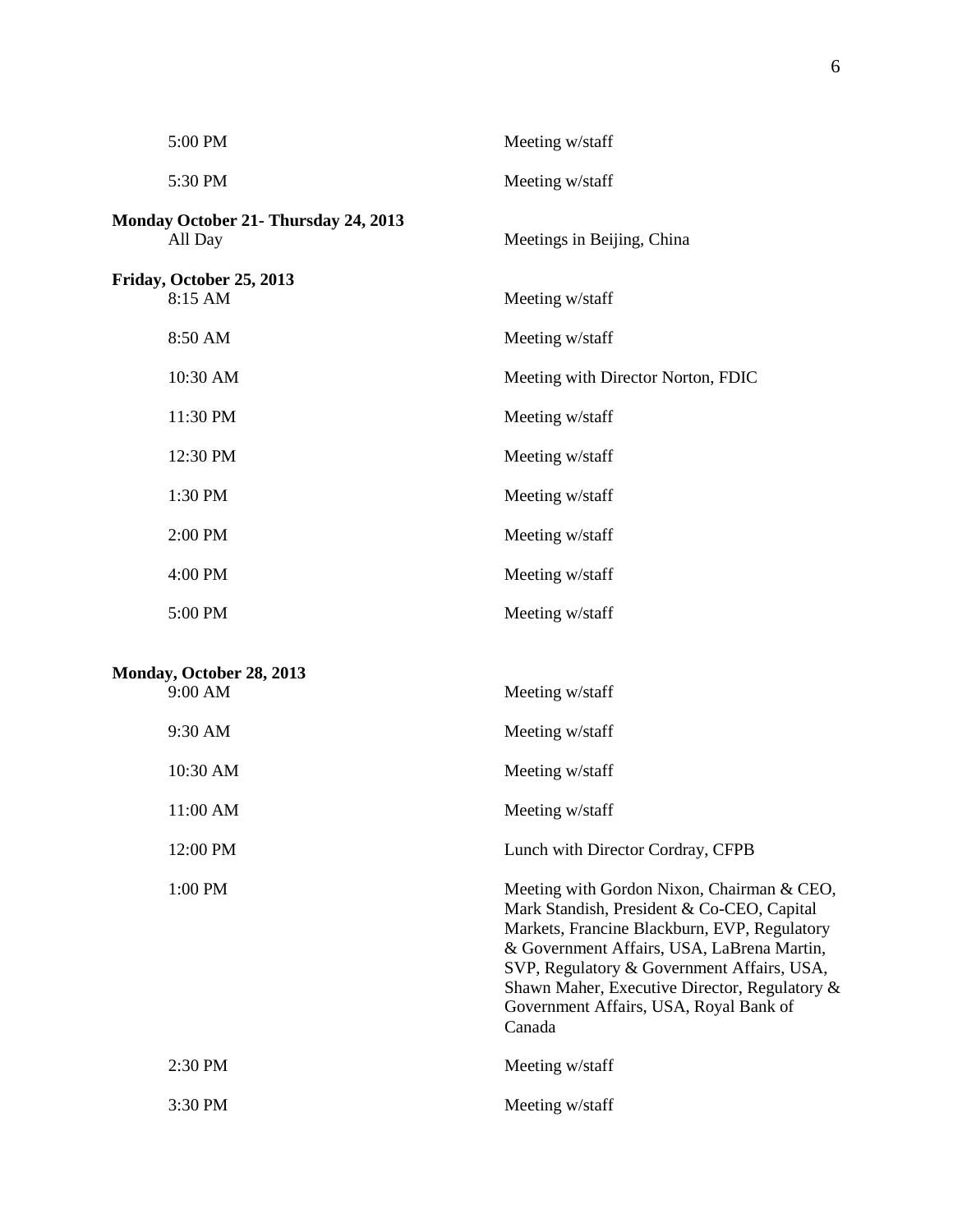| | |
|---|---|
| 5:00 PM | Meeting w/staff |
| 5:30 PM | Meeting w/staff |

**Monday October 21- Thursday 24, 2013**

| | |
|---|---|
| All Day | Meetings in Beijing, China |

**Friday, October 25, 2013**

| | |
|---|---|
| 8:15 AM | Meeting w/staff |
| 8:50 AM | Meeting w/staff |
| 10:30 AM | Meeting with Director Norton, FDIC |
| 11:30 PM | Meeting w/staff |
| 12:30 PM | Meeting w/staff |
| 1:30 PM | Meeting w/staff |
| 2:00 PM | Meeting w/staff |
| 4:00 PM | Meeting w/staff |
| 5:00 PM | Meeting w/staff |

**Monday, October 28, 2013**

| | |
|---|---|
| 9:00 AM | Meeting w/staff |
| 9:30 AM | Meeting w/staff |
| 10:30 AM | Meeting w/staff |
| 11:00 AM | Meeting w/staff |
| 12:00 PM | Lunch with Director Cordray, CFPB |
| 1:00 PM | Meeting with Gordon Nixon, Chairman & CEO, Mark Standish, President & Co-CEO, Capital Markets, Francine Blackburn, EVP, Regulatory & Government Affairs, USA, LaBrena Martin, SVP, Regulatory & Government Affairs, USA, Shawn Maher, Executive Director, Regulatory & Government Affairs, USA, Royal Bank of Canada |
| 2:30 PM | Meeting w/staff |
| 3:30 PM | Meeting w/staff |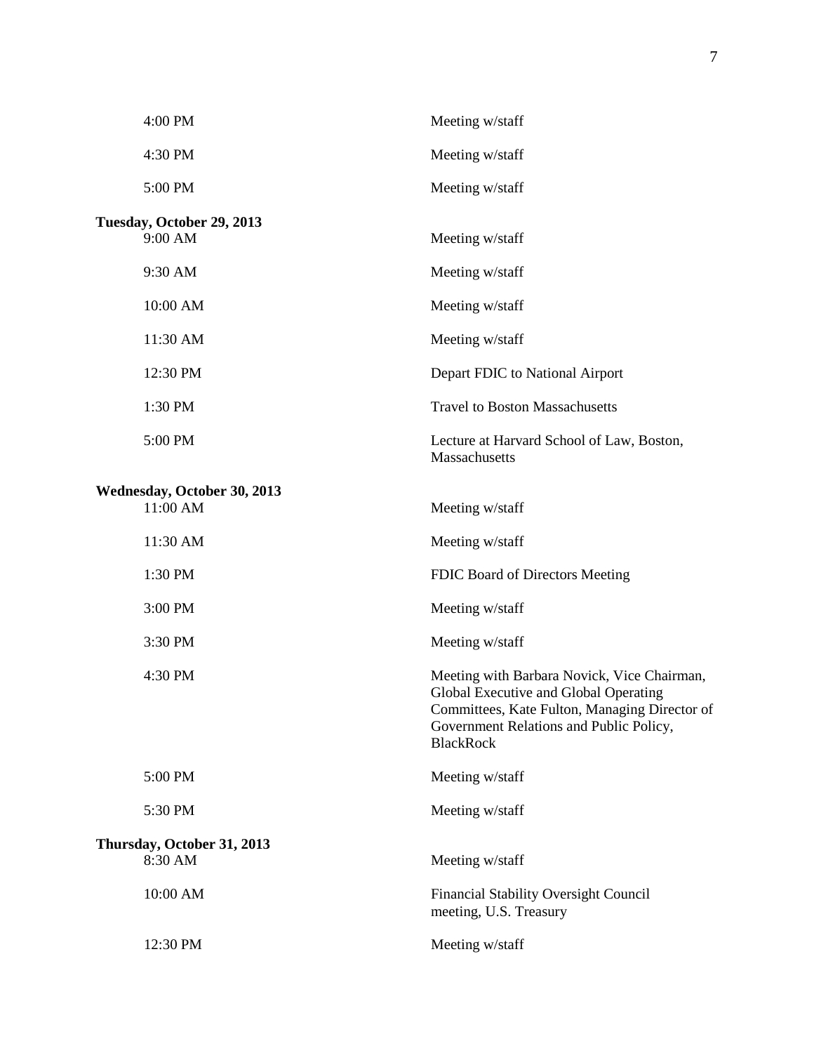| | |
|---|---|
| 4:00 PM | Meeting w/staff |
| 4:30 PM | Meeting w/staff |
| 5:00 PM | Meeting w/staff |

**Tuesday, October 29, 2013**

| | |
|---|---|
| 9:00 AM | Meeting w/staff |
| 9:30 AM | Meeting w/staff |
| 10:00 AM | Meeting w/staff |
| 11:30 AM | Meeting w/staff |
| 12:30 PM | Depart FDIC to National Airport |
| 1:30 PM | Travel to Boston Massachusetts |
| 5:00 PM | Lecture at Harvard School of Law, Boston, Massachusetts |

**Wednesday, October 30, 2013**

| | |
|---|---|
| 11:00 AM | Meeting w/staff |
| 11:30 AM | Meeting w/staff |
| 1:30 PM | FDIC Board of Directors Meeting |
| 3:00 PM | Meeting w/staff |
| 3:30 PM | Meeting w/staff |
| 4:30 PM | Meeting with Barbara Novick, Vice Chairman, Global Executive and Global Operating Committees, Kate Fulton, Managing Director of Government Relations and Public Policy, BlackRock |
| 5:00 PM | Meeting w/staff |
| 5:30 PM | Meeting w/staff |

**Thursday, October 31, 2013**

| | |
|---|---|
| 8:30 AM | Meeting w/staff |
| 10:00 AM | Financial Stability Oversight Council meeting, U.S. Treasury |
| 12:30 PM | Meeting w/staff |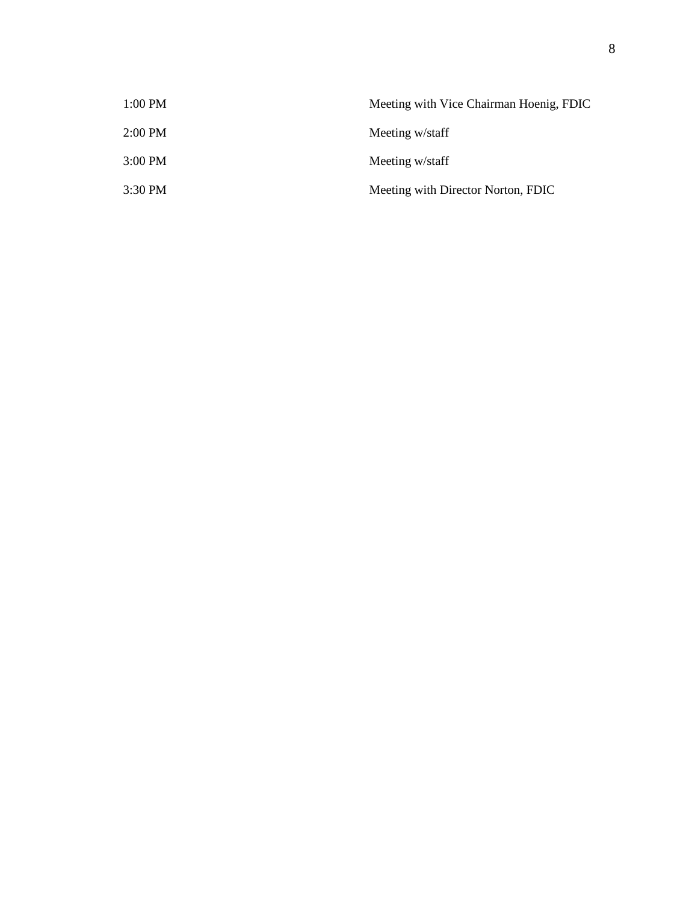| | |
|---|---|
| 1:00 PM | Meeting with Vice Chairman Hoenig, FDIC |
| 2:00 PM | Meeting w/staff |
| 3:00 PM | Meeting w/staff |
| 3:30 PM | Meeting with Director Norton, FDIC |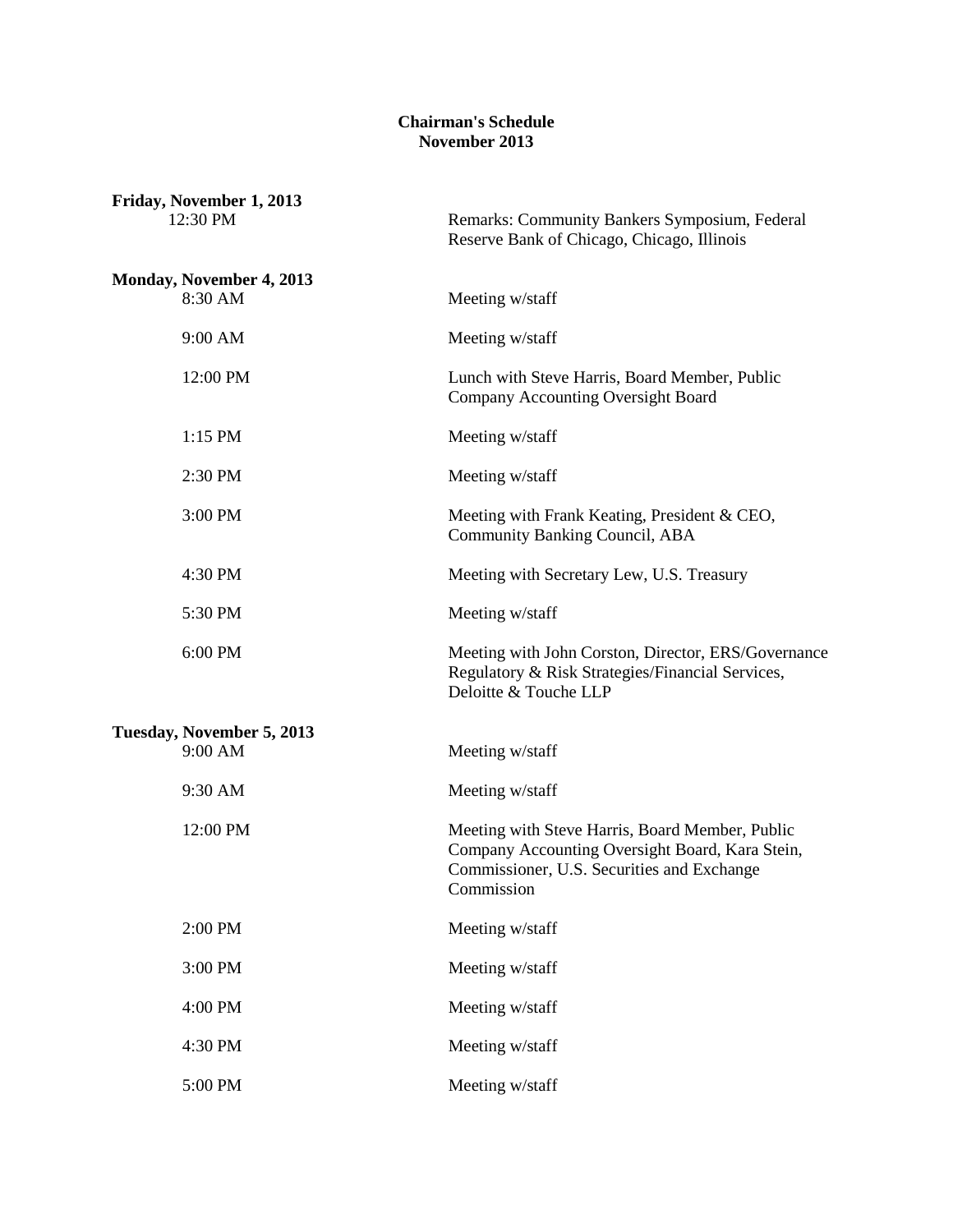**Chairman's Schedule**
**November 2013**

**Friday, November 1, 2013**

| | |
|---|---|
| 12:30 PM | Remarks: Community Bankers Symposium, Federal Reserve Bank of Chicago, Chicago, Illinois |

**Monday, November 4, 2013**

| | |
|---|---|
| 8:30 AM | Meeting w/staff |
| 9:00 AM | Meeting w/staff |
| 12:00 PM | Lunch with Steve Harris, Board Member, Public Company Accounting Oversight Board |
| 1:15 PM | Meeting w/staff |
| 2:30 PM | Meeting w/staff |
| 3:00 PM | Meeting with Frank Keating, President & CEO, Community Banking Council, ABA |
| 4:30 PM | Meeting with Secretary Lew, U.S. Treasury |
| 5:30 PM | Meeting w/staff |
| 6:00 PM | Meeting with John Corston, Director, ERS/Governance Regulatory & Risk Strategies/Financial Services, Deloitte & Touche LLP |

**Tuesday, November 5, 2013**

| | |
|---|---|
| 9:00 AM | Meeting w/staff |
| 9:30 AM | Meeting w/staff |
| 12:00 PM | Meeting with Steve Harris, Board Member, Public Company Accounting Oversight Board, Kara Stein, Commissioner, U.S. Securities and Exchange Commission |
| 2:00 PM | Meeting w/staff |
| 3:00 PM | Meeting w/staff |
| 4:00 PM | Meeting w/staff |
| 4:30 PM | Meeting w/staff |
| 5:00 PM | Meeting w/staff |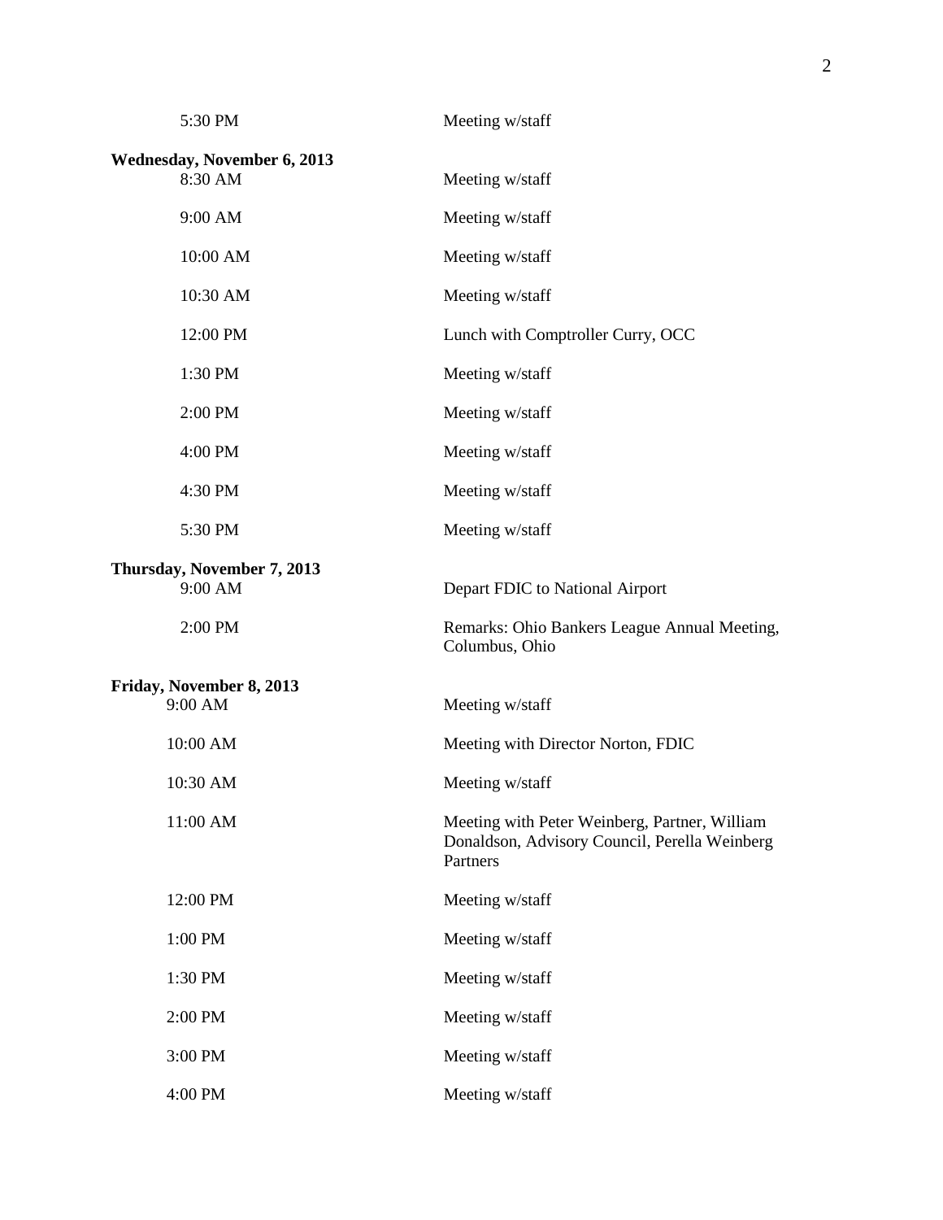| | |
|---|---|
| 5:30 PM | Meeting w/staff |

**Wednesday, November 6, 2013**

| | |
|---|---|
| 8:30 AM | Meeting w/staff |
| 9:00 AM | Meeting w/staff |
| 10:00 AM | Meeting w/staff |
| 10:30 AM | Meeting w/staff |
| 12:00 PM | Lunch with Comptroller Curry, OCC |
| 1:30 PM | Meeting w/staff |
| 2:00 PM | Meeting w/staff |
| 4:00 PM | Meeting w/staff |
| 4:30 PM | Meeting w/staff |
| 5:30 PM | Meeting w/staff |

**Thursday, November 7, 2013**

| | |
|---|---|
| 9:00 AM | Depart FDIC to National Airport |
| 2:00 PM | Remarks: Ohio Bankers League Annual Meeting, Columbus, Ohio |

**Friday, November 8, 2013**

| | |
|---|---|
| 9:00 AM | Meeting w/staff |
| 10:00 AM | Meeting with Director Norton, FDIC |
| 10:30 AM | Meeting w/staff |
| 11:00 AM | Meeting with Peter Weinberg, Partner, William Donaldson, Advisory Council, Perella Weinberg Partners |
| 12:00 PM | Meeting w/staff |
| 1:00 PM | Meeting w/staff |
| 1:30 PM | Meeting w/staff |
| 2:00 PM | Meeting w/staff |
| 3:00 PM | Meeting w/staff |
| 4:00 PM | Meeting w/staff |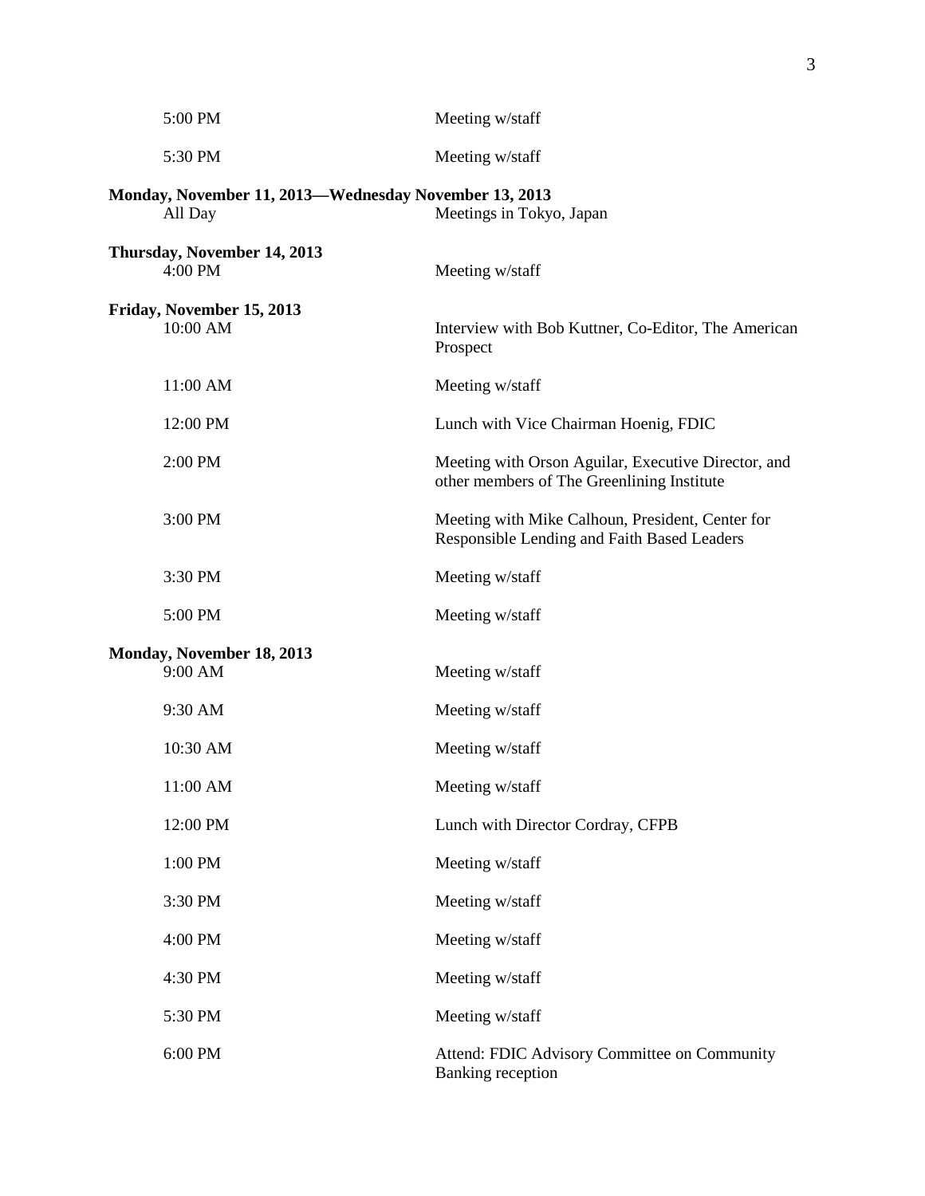| | |
|---|---|
| 5:00 PM | Meeting w/staff |
| 5:30 PM | Meeting w/staff |

**Monday, November 11, 2013—Wednesday November 13, 2013**

| | |
|---|---|
| All Day | Meetings in Tokyo, Japan |

**Thursday, November 14, 2013**

| | |
|---|---|
| 4:00 PM | Meeting w/staff |

**Friday, November 15, 2013**

| | |
|---|---|
| 10:00 AM | Interview with Bob Kuttner, Co-Editor, The American Prospect |
| 11:00 AM | Meeting w/staff |
| 12:00 PM | Lunch with Vice Chairman Hoenig, FDIC |
| 2:00 PM | Meeting with Orson Aguilar, Executive Director, and other members of The Greenlining Institute |
| 3:00 PM | Meeting with Mike Calhoun, President, Center for Responsible Lending and Faith Based Leaders |
| 3:30 PM | Meeting w/staff |
| 5:00 PM | Meeting w/staff |

**Monday, November 18, 2013**

| | |
|---|---|
| 9:00 AM | Meeting w/staff |
| 9:30 AM | Meeting w/staff |
| 10:30 AM | Meeting w/staff |
| 11:00 AM | Meeting w/staff |
| 12:00 PM | Lunch with Director Cordray, CFPB |
| 1:00 PM | Meeting w/staff |
| 3:30 PM | Meeting w/staff |
| 4:00 PM | Meeting w/staff |
| 4:30 PM | Meeting w/staff |
| 5:30 PM | Meeting w/staff |
| 6:00 PM | Attend: FDIC Advisory Committee on Community Banking reception |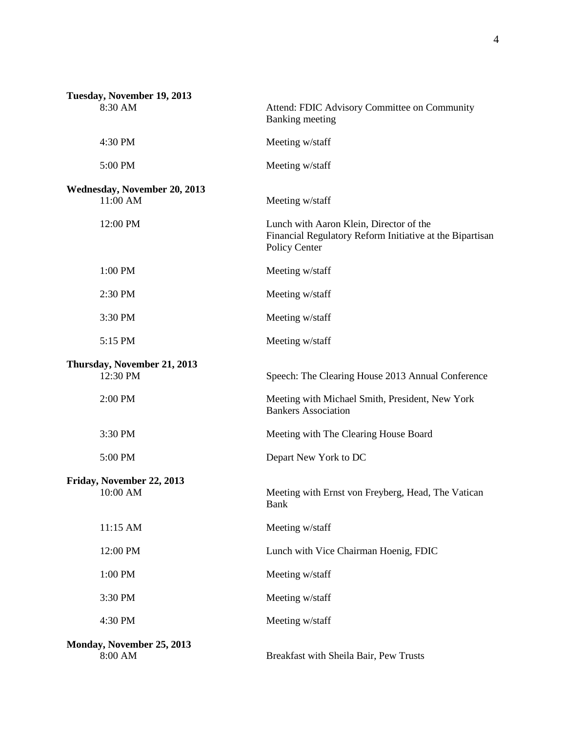**Tuesday, November 19, 2013**

| | |
|---|---|
| 8:30 AM | Attend: FDIC Advisory Committee on Community Banking meeting |
| 4:30 PM | Meeting w/staff |
| 5:00 PM | Meeting w/staff |

**Wednesday, November 20, 2013**

| | |
|---|---|
| 11:00 AM | Meeting w/staff |
| 12:00 PM | Lunch with Aaron Klein, Director of the Financial Regulatory Reform Initiative at the Bipartisan Policy Center |
| 1:00 PM | Meeting w/staff |
| 2:30 PM | Meeting w/staff |
| 3:30 PM | Meeting w/staff |
| 5:15 PM | Meeting w/staff |

**Thursday, November 21, 2013**

| | |
|---|---|
| 12:30 PM | Speech: The Clearing House 2013 Annual Conference |
| 2:00 PM | Meeting with Michael Smith, President, New York Bankers Association |
| 3:30 PM | Meeting with The Clearing House Board |
| 5:00 PM | Depart New York to DC |

**Friday, November 22, 2013**

| | |
|---|---|
| 10:00 AM | Meeting with Ernst von Freyberg, Head, The Vatican Bank |
| 11:15 AM | Meeting w/staff |
| 12:00 PM | Lunch with Vice Chairman Hoenig, FDIC |
| 1:00 PM | Meeting w/staff |
| 3:30 PM | Meeting w/staff |
| 4:30 PM | Meeting w/staff |

**Monday, November 25, 2013**

| | |
|---|---|
| 8:00 AM | Breakfast with Sheila Bair, Pew Trusts |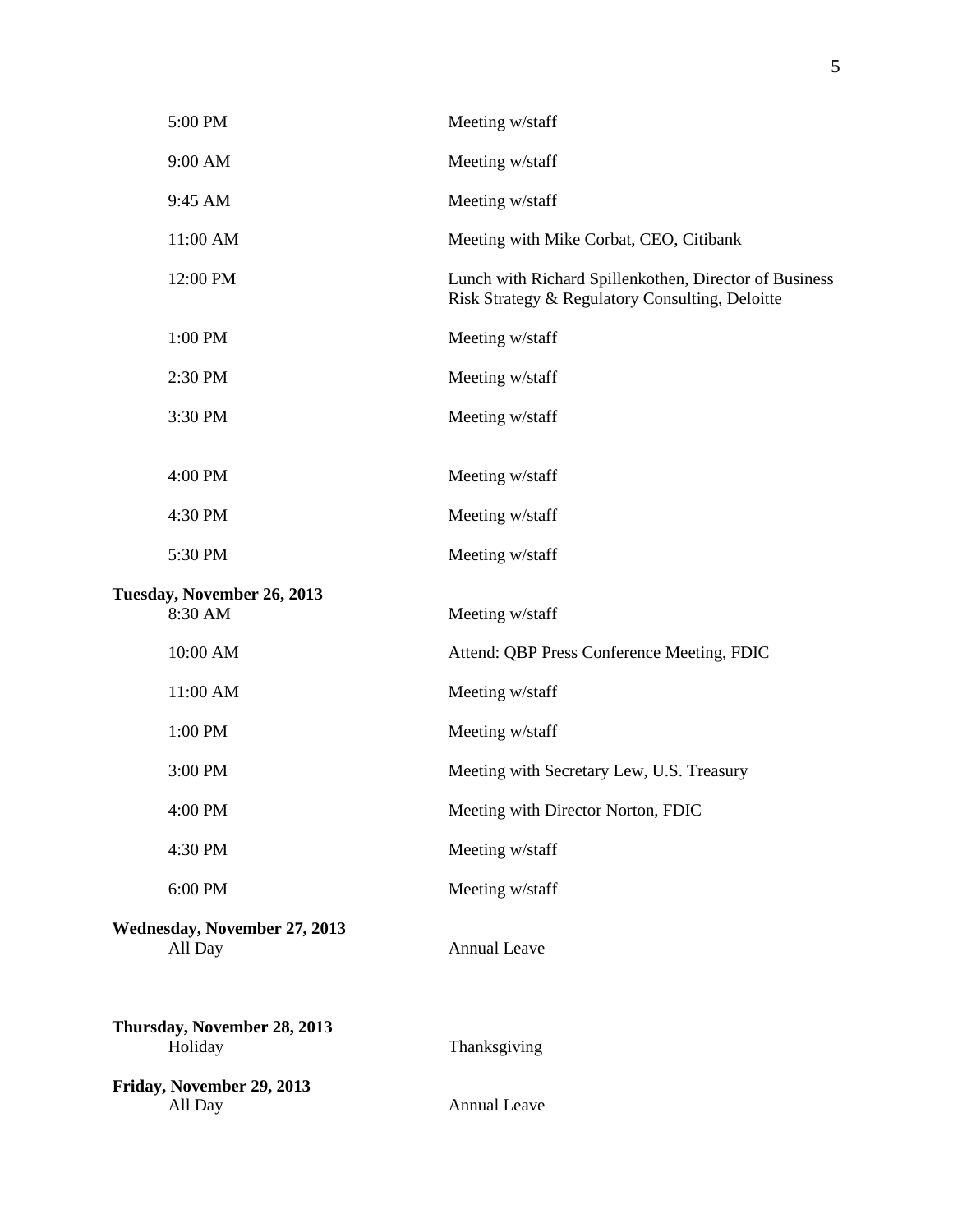| | |
|---|---|
| 5:00 PM | Meeting w/staff |
| 9:00 AM | Meeting w/staff |
| 9:45 AM | Meeting w/staff |
| 11:00 AM | Meeting with Mike Corbat, CEO, Citibank |
| 12:00 PM | Lunch with Richard Spillenkothen, Director of Business Risk Strategy & Regulatory Consulting, Deloitte |
| 1:00 PM | Meeting w/staff |
| 2:30 PM | Meeting w/staff |
| 3:30 PM | Meeting w/staff |
| 4:00 PM | Meeting w/staff |
| 4:30 PM | Meeting w/staff |
| 5:30 PM | Meeting w/staff |

**Tuesday, November 26, 2013**

| | |
|---|---|
| 8:30 AM | Meeting w/staff |
| 10:00 AM | Attend: QBP Press Conference Meeting, FDIC |
| 11:00 AM | Meeting w/staff |
| 1:00 PM | Meeting w/staff |
| 3:00 PM | Meeting with Secretary Lew, U.S. Treasury |
| 4:00 PM | Meeting with Director Norton, FDIC |
| 4:30 PM | Meeting w/staff |
| 6:00 PM | Meeting w/staff |

**Wednesday, November 27, 2013**

| | |
|---|---|
| All Day | Annual Leave |

**Thursday, November 28, 2013**

| | |
|---|---|
| Holiday | Thanksgiving |

**Friday, November 29, 2013**

| | |
|---|---|
| All Day | Annual Leave |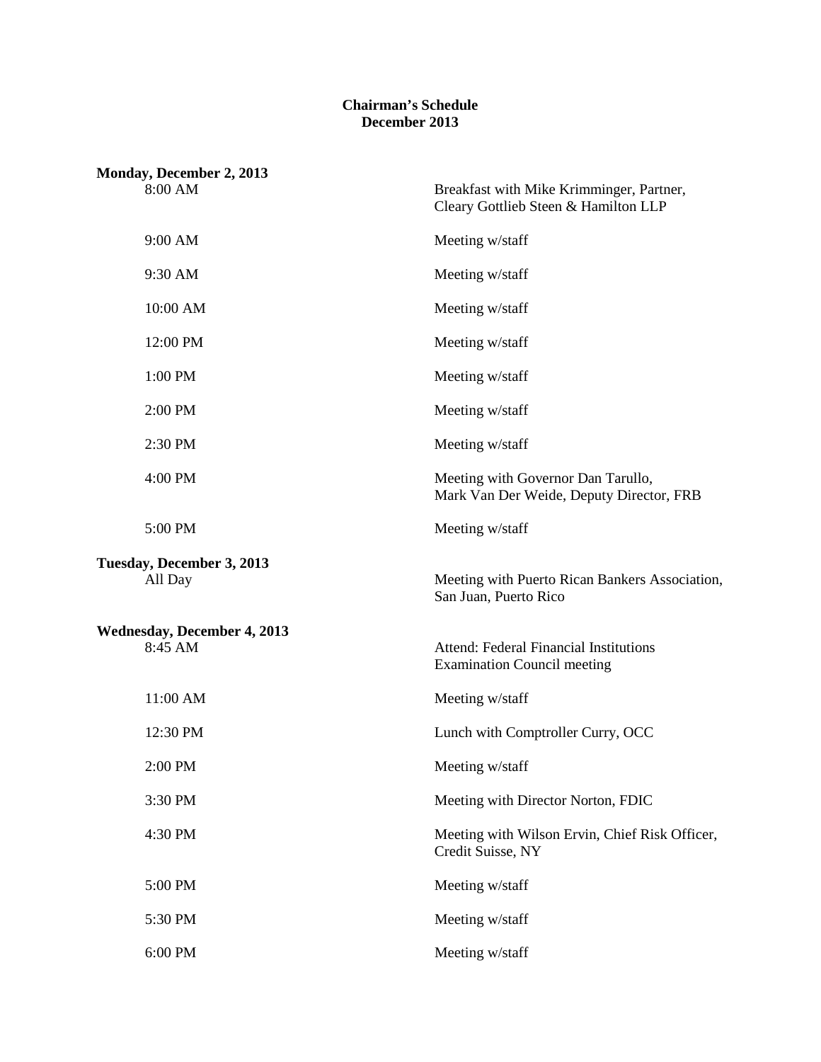**Chairman's Schedule**
**December 2013**

**Monday, December 2, 2013**

| | |
|---|---|
| 8:00 AM | Breakfast with Mike Krimminger, Partner, Cleary Gottlieb Steen & Hamilton LLP |
| 9:00 AM | Meeting w/staff |
| 9:30 AM | Meeting w/staff |
| 10:00 AM | Meeting w/staff |
| 12:00 PM | Meeting w/staff |
| 1:00 PM | Meeting w/staff |
| 2:00 PM | Meeting w/staff |
| 2:30 PM | Meeting w/staff |
| 4:00 PM | Meeting with Governor Dan Tarullo, Mark Van Der Weide, Deputy Director, FRB |
| 5:00 PM | Meeting w/staff |

**Tuesday, December 3, 2013**

| | |
|---|---|
| All Day | Meeting with Puerto Rican Bankers Association, San Juan, Puerto Rico |

**Wednesday, December 4, 2013**

| | |
|---|---|
| 8:45 AM | Attend: Federal Financial Institutions Examination Council meeting |
| 11:00 AM | Meeting w/staff |
| 12:30 PM | Lunch with Comptroller Curry, OCC |
| 2:00 PM | Meeting w/staff |
| 3:30 PM | Meeting with Director Norton, FDIC |
| 4:30 PM | Meeting with Wilson Ervin, Chief Risk Officer, Credit Suisse, NY |
| 5:00 PM | Meeting w/staff |
| 5:30 PM | Meeting w/staff |
| 6:00 PM | Meeting w/staff |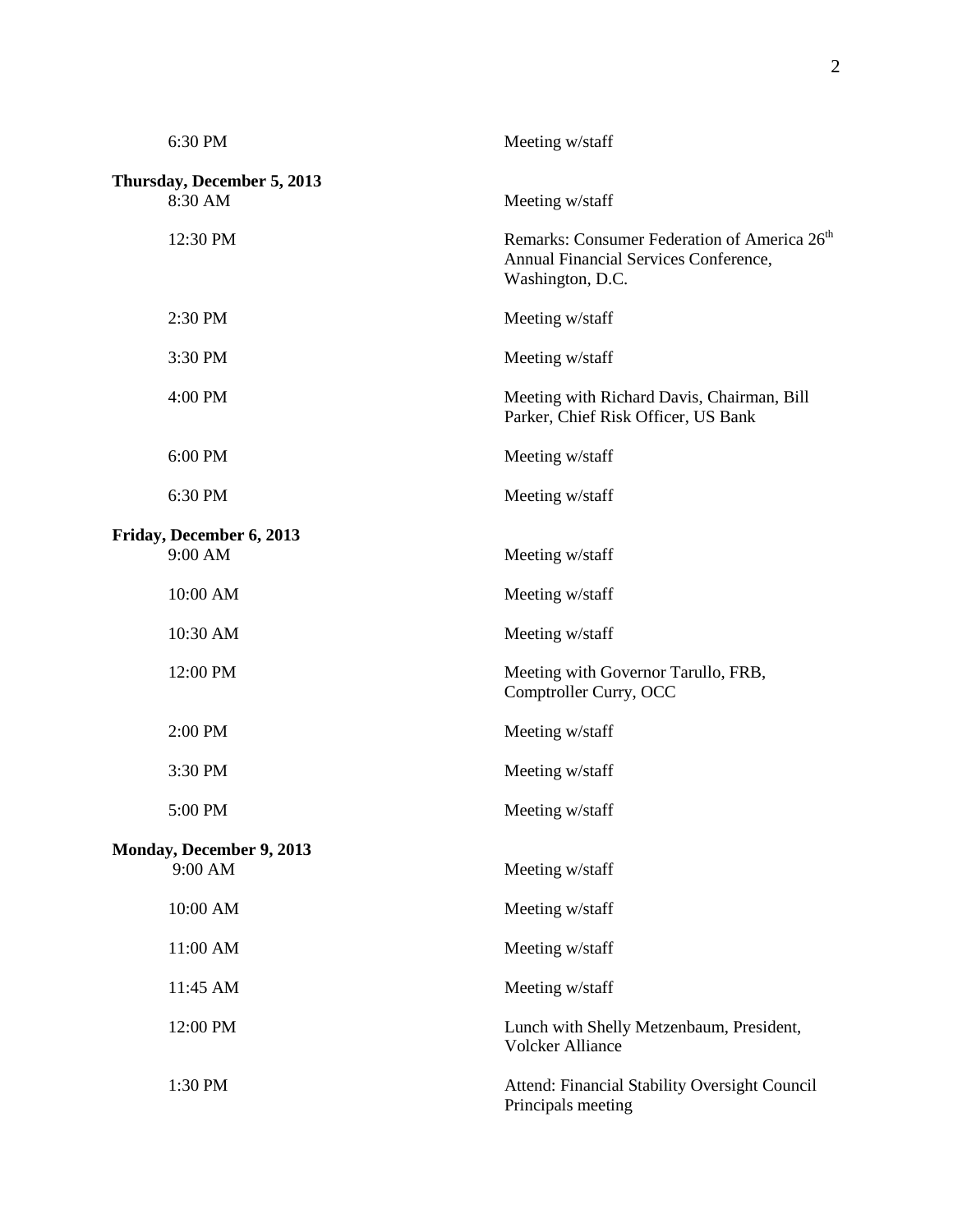| | |
|---|---|
| 6:30 PM | Meeting w/staff |
| **Thursday, December 5, 2013** | |
| 8:30 AM | Meeting w/staff |
| 12:30 PM | Remarks: Consumer Federation of America 26th Annual Financial Services Conference, Washington, D.C. |
| 2:30 PM | Meeting w/staff |
| 3:30 PM | Meeting w/staff |
| 4:00 PM | Meeting with Richard Davis, Chairman, Bill Parker, Chief Risk Officer, US Bank |
| 6:00 PM | Meeting w/staff |
| 6:30 PM | Meeting w/staff |
| **Friday, December 6, 2013** | |
| 9:00 AM | Meeting w/staff |
| 10:00 AM | Meeting w/staff |
| 10:30 AM | Meeting w/staff |
| 12:00 PM | Meeting with Governor Tarullo, FRB, Comptroller Curry, OCC |
| 2:00 PM | Meeting w/staff |
| 3:30 PM | Meeting w/staff |
| 5:00 PM | Meeting w/staff |
| **Monday, December 9, 2013** | |
| 9:00 AM | Meeting w/staff |
| 10:00 AM | Meeting w/staff |
| 11:00 AM | Meeting w/staff |
| 11:45 AM | Meeting w/staff |
| 12:00 PM | Lunch with Shelly Metzenbaum, President, Volcker Alliance |
| 1:30 PM | Attend: Financial Stability Oversight Council Principals meeting |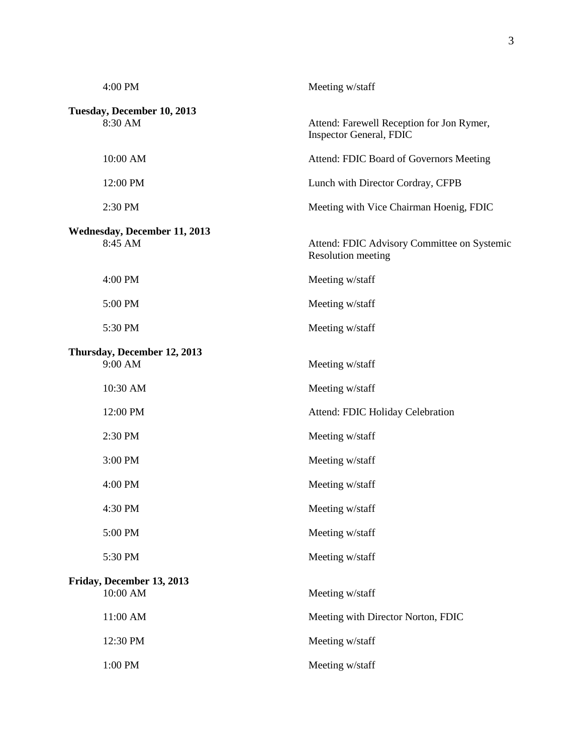| | |
|---|---|
| 4:00 PM | Meeting w/staff |

**Tuesday, December 10, 2013**

| | |
|---|---|
| 8:30 AM | Attend: Farewell Reception for Jon Rymer, Inspector General, FDIC |
| 10:00 AM | Attend: FDIC Board of Governors Meeting |
| 12:00 PM | Lunch with Director Cordray, CFPB |
| 2:30 PM | Meeting with Vice Chairman Hoenig, FDIC |

**Wednesday, December 11, 2013**

| | |
|---|---|
| 8:45 AM | Attend: FDIC Advisory Committee on Systemic Resolution meeting |
| 4:00 PM | Meeting w/staff |
| 5:00 PM | Meeting w/staff |
| 5:30 PM | Meeting w/staff |

**Thursday, December 12, 2013**

| | |
|---|---|
| 9:00 AM | Meeting w/staff |
| 10:30 AM | Meeting w/staff |
| 12:00 PM | Attend: FDIC Holiday Celebration |
| 2:30 PM | Meeting w/staff |
| 3:00 PM | Meeting w/staff |
| 4:00 PM | Meeting w/staff |
| 4:30 PM | Meeting w/staff |
| 5:00 PM | Meeting w/staff |
| 5:30 PM | Meeting w/staff |

**Friday, December 13, 2013**

| | |
|---|---|
| 10:00 AM | Meeting w/staff |
| 11:00 AM | Meeting with Director Norton, FDIC |
| 12:30 PM | Meeting w/staff |
| 1:00 PM | Meeting w/staff |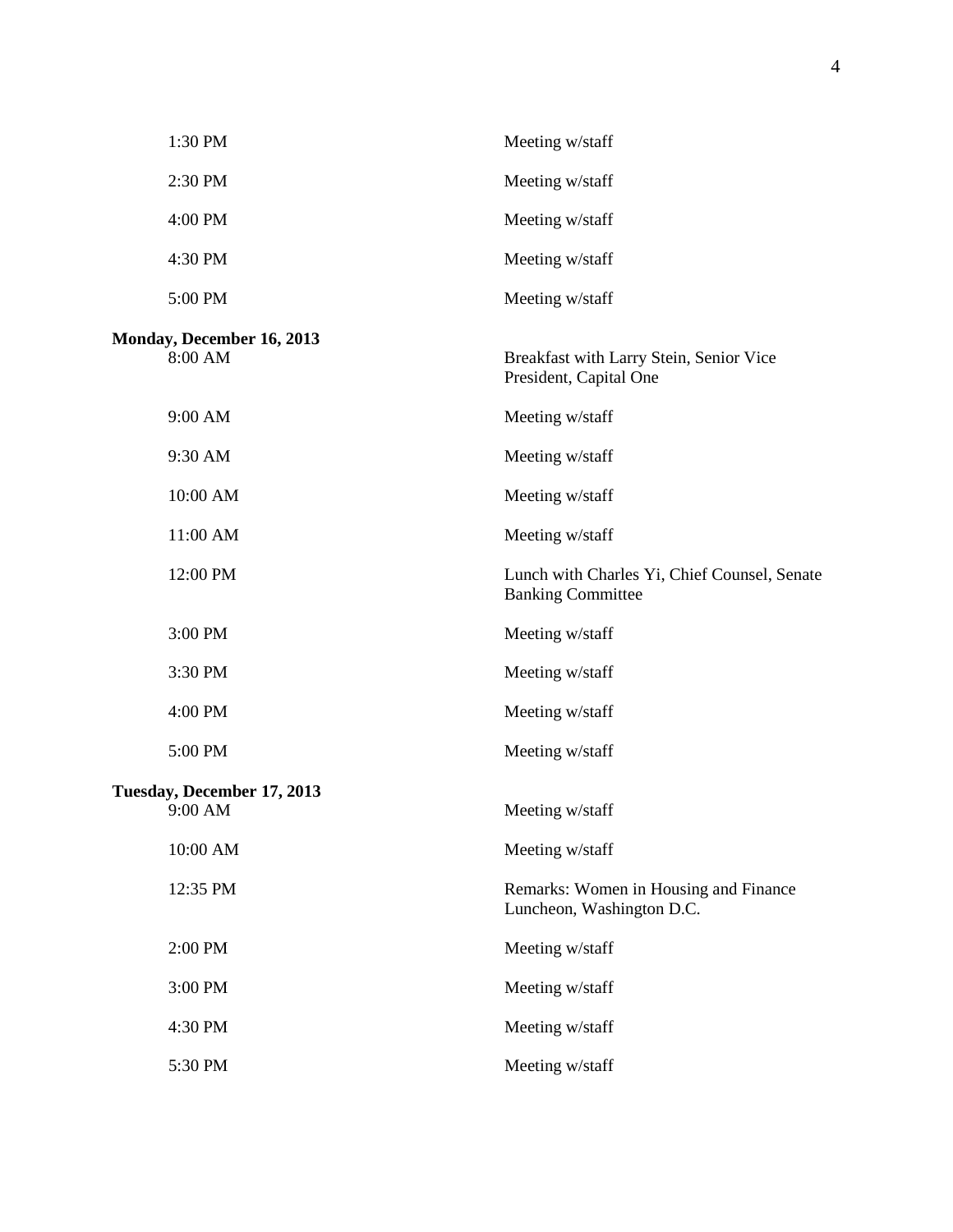| | |
|---|---|
| 1:30 PM | Meeting w/staff |
| 2:30 PM | Meeting w/staff |
| 4:00 PM | Meeting w/staff |
| 4:30 PM | Meeting w/staff |
| 5:00 PM | Meeting w/staff |

**Monday, December 16, 2013**

| | |
|---|---|
| 8:00 AM | Breakfast with Larry Stein, Senior Vice President, Capital One |
| 9:00 AM | Meeting w/staff |
| 9:30 AM | Meeting w/staff |
| 10:00 AM | Meeting w/staff |
| 11:00 AM | Meeting w/staff |
| 12:00 PM | Lunch with Charles Yi, Chief Counsel, Senate Banking Committee |
| 3:00 PM | Meeting w/staff |
| 3:30 PM | Meeting w/staff |
| 4:00 PM | Meeting w/staff |
| 5:00 PM | Meeting w/staff |

**Tuesday, December 17, 2013**

| | |
|---|---|
| 9:00 AM | Meeting w/staff |
| 10:00 AM | Meeting w/staff |
| 12:35 PM | Remarks: Women in Housing and Finance Luncheon, Washington D.C. |
| 2:00 PM | Meeting w/staff |
| 3:00 PM | Meeting w/staff |
| 4:30 PM | Meeting w/staff |
| 5:30 PM | Meeting w/staff |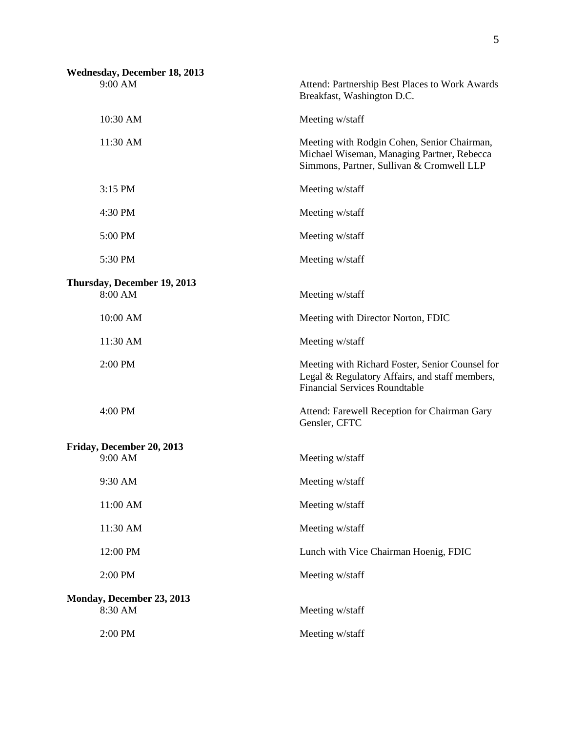**Wednesday, December 18, 2013**

| | |
|---|---|
| 9:00 AM | Attend: Partnership Best Places to Work Awards Breakfast, Washington D.C. |
| 10:30 AM | Meeting w/staff |
| 11:30 AM | Meeting with Rodgin Cohen, Senior Chairman, Michael Wiseman, Managing Partner, Rebecca Simmons, Partner, Sullivan & Cromwell LLP |
| 3:15 PM | Meeting w/staff |
| 4:30 PM | Meeting w/staff |
| 5:00 PM | Meeting w/staff |
| 5:30 PM | Meeting w/staff |

**Thursday, December 19, 2013**

| | |
|---|---|
| 8:00 AM | Meeting w/staff |
| 10:00 AM | Meeting with Director Norton, FDIC |
| 11:30 AM | Meeting w/staff |
| 2:00 PM | Meeting with Richard Foster, Senior Counsel for Legal & Regulatory Affairs, and staff members, Financial Services Roundtable |
| 4:00 PM | Attend: Farewell Reception for Chairman Gary Gensler, CFTC |

**Friday, December 20, 2013**

| | |
|---|---|
| 9:00 AM | Meeting w/staff |
| 9:30 AM | Meeting w/staff |
| 11:00 AM | Meeting w/staff |
| 11:30 AM | Meeting w/staff |
| 12:00 PM | Lunch with Vice Chairman Hoenig, FDIC |
| 2:00 PM | Meeting w/staff |

**Monday, December 23, 2013**

| | |
|---|---|
| 8:30 AM | Meeting w/staff |
| 2:00 PM | Meeting w/staff |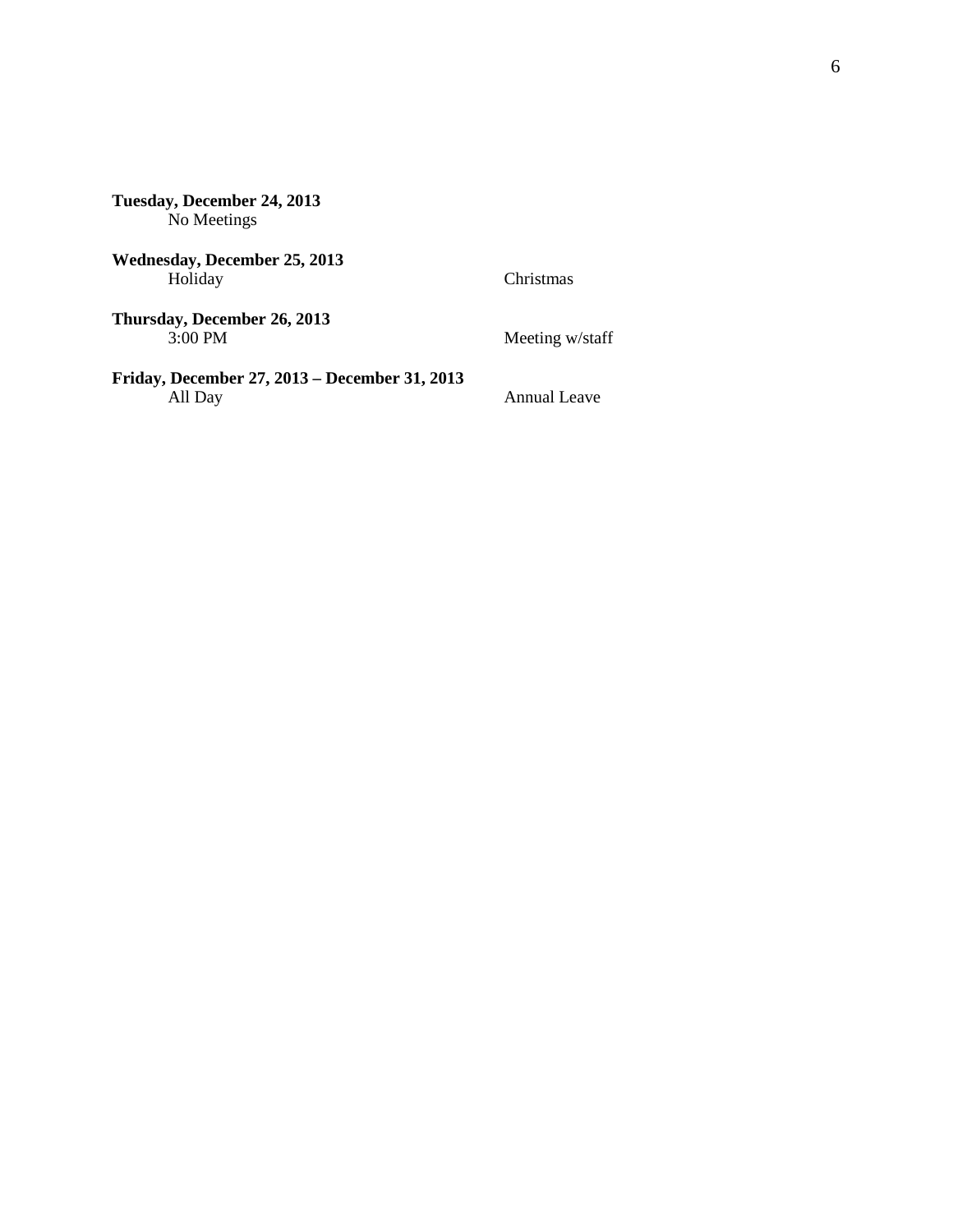**Tuesday, December 24, 2013**
No Meetings

**Wednesday, December 25, 2013**
Holiday — Christmas

**Thursday, December 26, 2013**
3:00 PM — Meeting w/staff

**Friday, December 27, 2013 – December 31, 2013**
All Day — Annual Leave